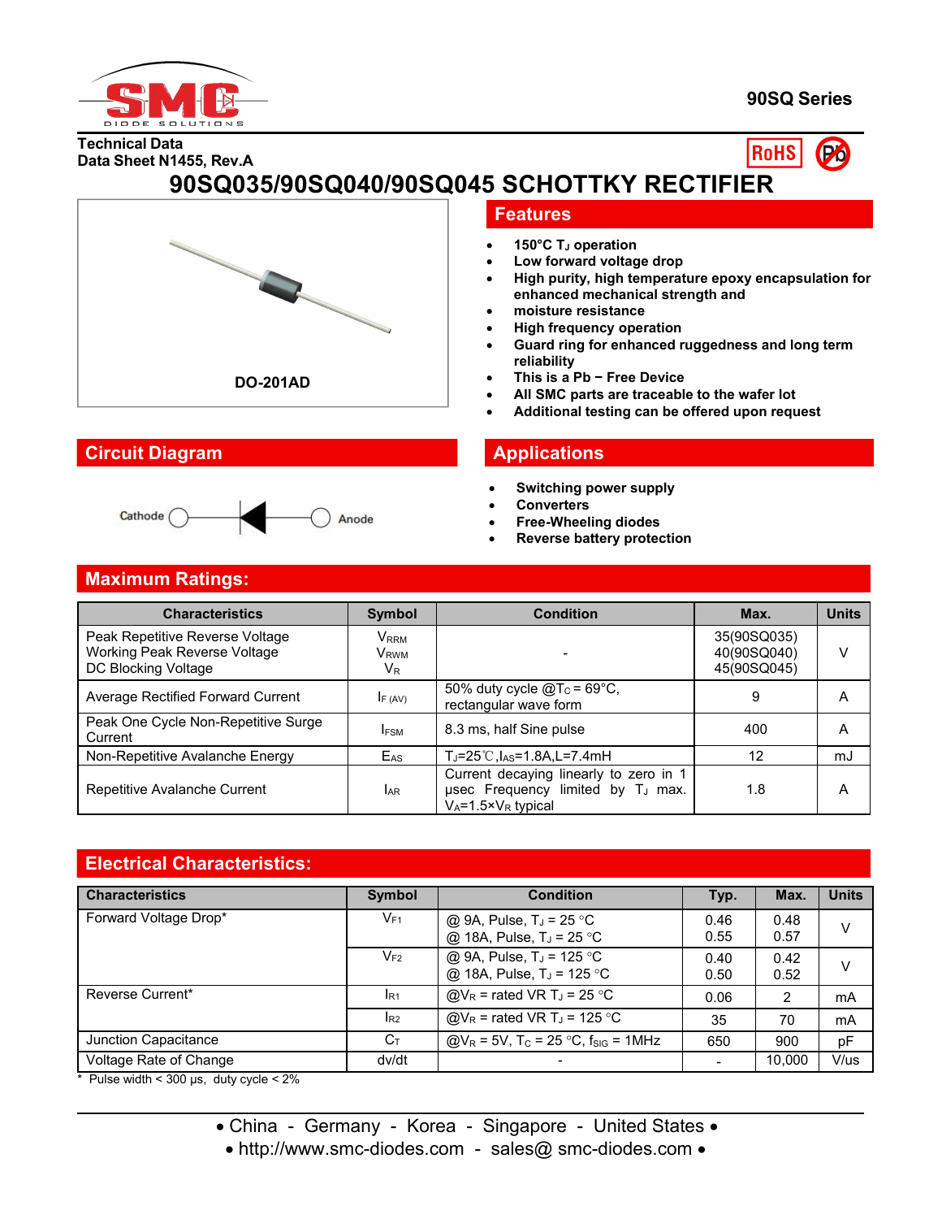90SQ Series

Technical Data
Data Sheet N1455, Rev.A

# 90SQ035/90SQ040/90SQ045 SCHOTTKY RECTIFIER

DO-201AD

## Features

- 150°C $T_J$ operation
- Low forward voltage drop
- High purity, high temperature epoxy encapsulation for enhanced mechanical strength and
- moisture resistance
- High frequency operation
- Guard ring for enhanced ruggedness and long term reliability
- This is a Pb − Free Device
- All SMC parts are traceable to the wafer lot
- Additional testing can be offered upon request

## Circuit Diagram

Cathode — Anode

## Applications

- Switching power supply
- Converters
- Free-Wheeling diodes
- Reverse battery protection

## Maximum Ratings:

| Characteristics | Symbol | Condition | Max. | Units |
|---|---|---|---|---|
| Peak Repetitive Reverse Voltage<br>Working Peak Reverse Voltage<br>DC Blocking Voltage | $V_{RRM}$<br>$V_{RWM}$<br>$V_R$ | - | 35(90SQ035)<br>40(90SQ040)<br>45(90SQ045) | V |
| Average Rectified Forward Current | $I_{F\ (AV)}$ | 50% duty cycle @$T_C$ = 69°C, rectangular wave form | 9 | A |
| Peak One Cycle Non-Repetitive Surge Current | $I_{FSM}$ | 8.3 ms, half Sine pulse | 400 | A |
| Non-Repetitive Avalanche Energy | $E_{AS}$ | $T_J$=25℃,$I_{AS}$=1.8A,L=7.4mH | 12 | mJ |
| Repetitive Avalanche Current | $I_{AR}$ | Current decaying linearly to zero in 1 µsec Frequency limited by $T_J$ max. $V_A$=1.5×$V_R$ typical | 1.8 | A |

## Electrical Characteristics:

| Characteristics | Symbol | Condition | Typ. | Max. | Units |
|---|---|---|---|---|---|
| Forward Voltage Drop* | $V_{F1}$ | @ 9A, Pulse, $T_J$ = 25 °C<br>@ 18A, Pulse, $T_J$ = 25 °C | 0.46<br>0.55 | 0.48<br>0.57 | V |
| | $V_{F2}$ | @ 9A, Pulse, $T_J$ = 125 °C<br>@ 18A, Pulse, $T_J$ = 125 °C | 0.40<br>0.50 | 0.42<br>0.52 | V |
| Reverse Current* | $I_{R1}$ | @$V_R$ = rated VR $T_J$ = 25 °C | 0.06 | 2 | mA |
| | $I_{R2}$ | @$V_R$ = rated VR $T_J$ = 125 °C | 35 | 70 | mA |
| Junction Capacitance | $C_T$ | @$V_R$ = 5V, $T_C$ = 25 °C, $f_{SIG}$ = 1MHz | 650 | 900 | pF |
| Voltage Rate of Change | dv/dt | - | - | 10,000 | V/us |

* Pulse width < 300 µs, duty cycle < 2%

• China - Germany - Korea - Singapore - United States •
• http://www.smc-diodes.com - sales@ smc-diodes.com •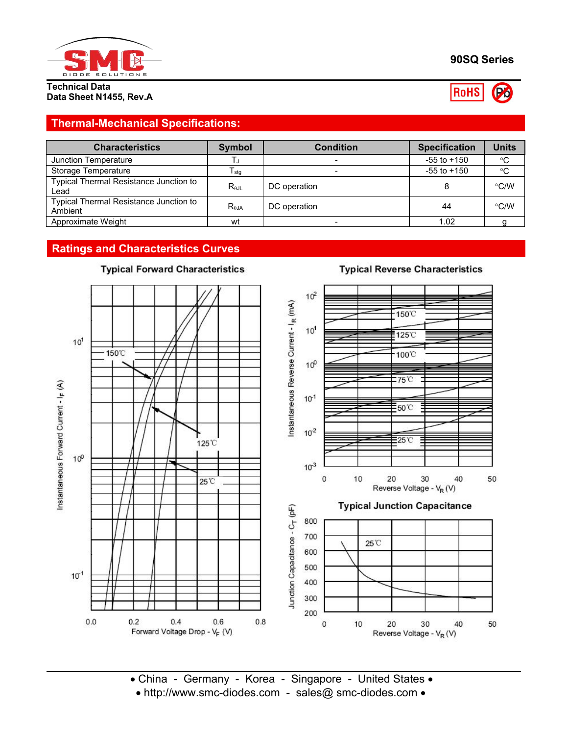## Thermal-Mechanical Specifications:

| Characteristics | Symbol | Condition | Specification | Units |
|---|---|---|---|---|
| Junction Temperature | $T_J$ | - | -55 to +150 | °C |
| Storage Temperature | $T_{stg}$ | - | -55 to +150 | °C |
| Typical Thermal Resistance Junction to Lead | $R_{\theta JL}$ | DC operation | 8 | °C/W |
| Typical Thermal Resistance Junction to Ambient | $R_{\theta JA}$ | DC operation | 44 | °C/W |
| Approximate Weight | wt | - | 1.02 | g |

## Ratings and Characteristics Curves

**Typical Forward Characteristics**

Instantaneous Forward Current - $I_F$ (A)

Forward Voltage Drop - $V_F$ (V)

150℃, 125℃, 25℃

**Typical Reverse Characteristics**

Instantaneous Reverse Current - $I_R$ (mA)

Reverse Voltage - $V_R$ (V)

150℃, 125℃, 100℃, 75℃, 50℃, 25℃

**Typical Junction Capacitance**

Junction Capacitance - $C_T$ (pF)

Reverse Voltage - $V_R$ (V)

25℃

• China - Germany - Korea - Singapore - United States •
• http://www.smc-diodes.com - sales@ smc-diodes.com •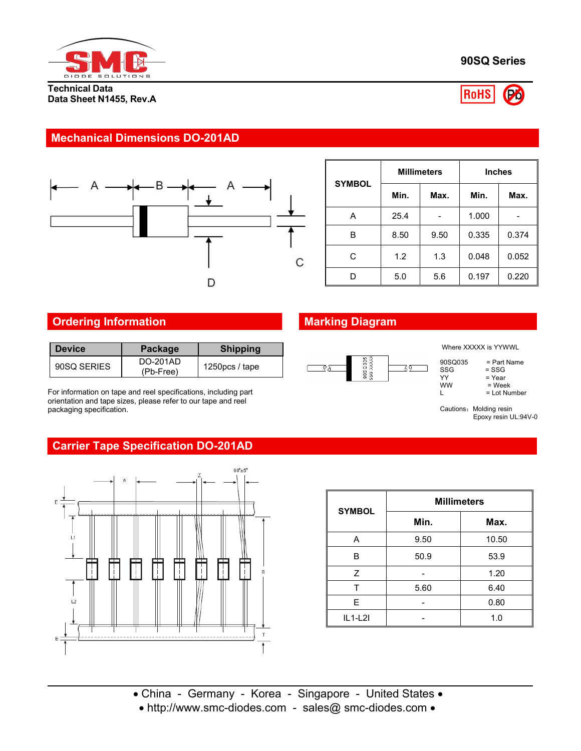**90SQ Series**

**Technical Data**
**Data Sheet N1455, Rev.A**

## Mechanical Dimensions DO-201AD

| SYMBOL | Millimeters | | Inches | |
|---|---|---|---|---|
| | Min. | Max. | Min. | Max. |
| A | 25.4 | - | 1.000 | - |
| B | 8.50 | 9.50 | 0.335 | 0.374 |
| C | 1.2 | 1.3 | 0.048 | 0.052 |
| D | 5.0 | 5.6 | 0.197 | 0.220 |

## Ordering Information

| Device | Package | Shipping |
|---|---|---|
| 90SQ SERIES | DO-201AD (Pb-Free) | 1250pcs / tape |

For information on tape and reel specifications, including part orientation and tape sizes, please refer to our tape and reel packaging specification.

## Marking Diagram

Where XXXXX is YYWWL

90SQ035 = Part Name
SSG = SSG
YY = Year
WW = Week
L = Lot Number

Cautions: Molding resin
Epoxy resin UL:94V-0

## Carrier Tape Specification DO-201AD

| SYMBOL | Millimeters | |
|---|---|---|
| | Min. | Max. |
| A | 9.50 | 10.50 |
| B | 50.9 | 53.9 |
| Z | - | 1.20 |
| T | 5.60 | 6.40 |
| E | - | 0.80 |
| IL1-L2I | - | 1.0 |

• China - Germany - Korea - Singapore - United States •
• http://www.smc-diodes.com - sales@ smc-diodes.com •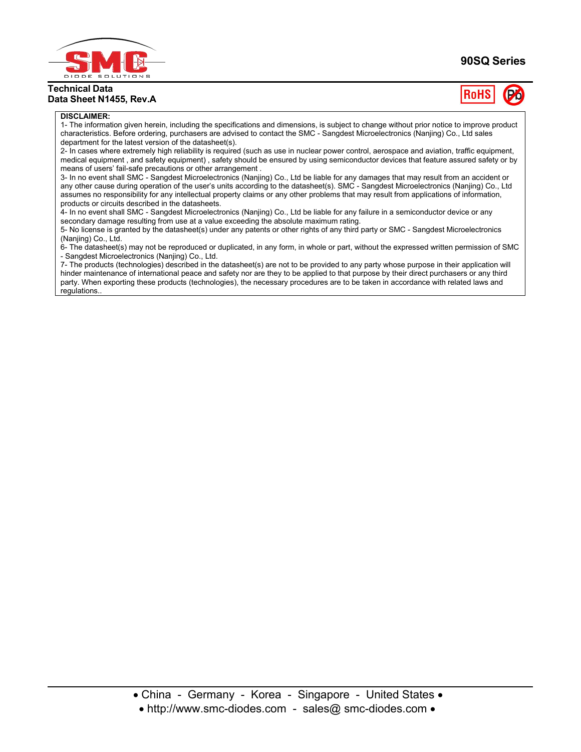**DISCLAIMER:**

1- The information given herein, including the specifications and dimensions, is subject to change without prior notice to improve product characteristics. Before ordering, purchasers are advised to contact the SMC - Sangdest Microelectronics (Nanjing) Co., Ltd sales department for the latest version of the datasheet(s).

2- In cases where extremely high reliability is required (such as use in nuclear power control, aerospace and aviation, traffic equipment, medical equipment , and safety equipment) , safety should be ensured by using semiconductor devices that feature assured safety or by means of users' fail-safe precautions or other arrangement .

3- In no event shall SMC - Sangdest Microelectronics (Nanjing) Co., Ltd be liable for any damages that may result from an accident or any other cause during operation of the user's units according to the datasheet(s). SMC - Sangdest Microelectronics (Nanjing) Co., Ltd assumes no responsibility for any intellectual property claims or any other problems that may result from applications of information, products or circuits described in the datasheets.

4- In no event shall SMC - Sangdest Microelectronics (Nanjing) Co., Ltd be liable for any failure in a semiconductor device or any secondary damage resulting from use at a value exceeding the absolute maximum rating.

5- No license is granted by the datasheet(s) under any patents or other rights of any third party or SMC - Sangdest Microelectronics (Nanjing) Co., Ltd.

6- The datasheet(s) may not be reproduced or duplicated, in any form, in whole or part, without the expressed written permission of SMC - Sangdest Microelectronics (Nanjing) Co., Ltd.

7- The products (technologies) described in the datasheet(s) are not to be provided to any party whose purpose in their application will hinder maintenance of international peace and safety nor are they to be applied to that purpose by their direct purchasers or any third party. When exporting these products (technologies), the necessary procedures are to be taken in accordance with related laws and regulations..